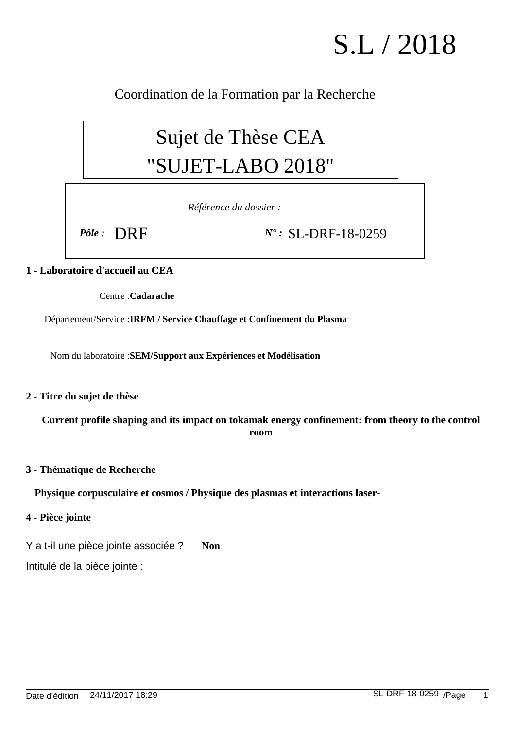# S.L / 2018

Coordination de la Formation par la Recherche

## Sujet de Thèse CEA
## "SUJET-LABO 2018"

*Référence du dossier :*

***Pôle :*** DRF ***N° :*** SL-DRF-18-0259

### 1 - Laboratoire d'accueil au CEA

Centre :**Cadarache**

Département/Service :**IRFM / Service Chauffage et Confinement du Plasma**

Nom du laboratoire :**SEM/Support aux Expériences et Modélisation**

### 2 - Titre du sujet de thèse

**Current profile shaping and its impact on tokamak energy confinement: from theory to the control room**

### 3 - Thématique de Recherche

**Physique corpusculaire et cosmos / Physique des plasmas et interactions laser-**

### 4 - Pièce jointe

Y a t-il une pièce jointe associée ? **Non**

Intitulé de la pièce jointe :

Date d'édition 24/11/2017 18:29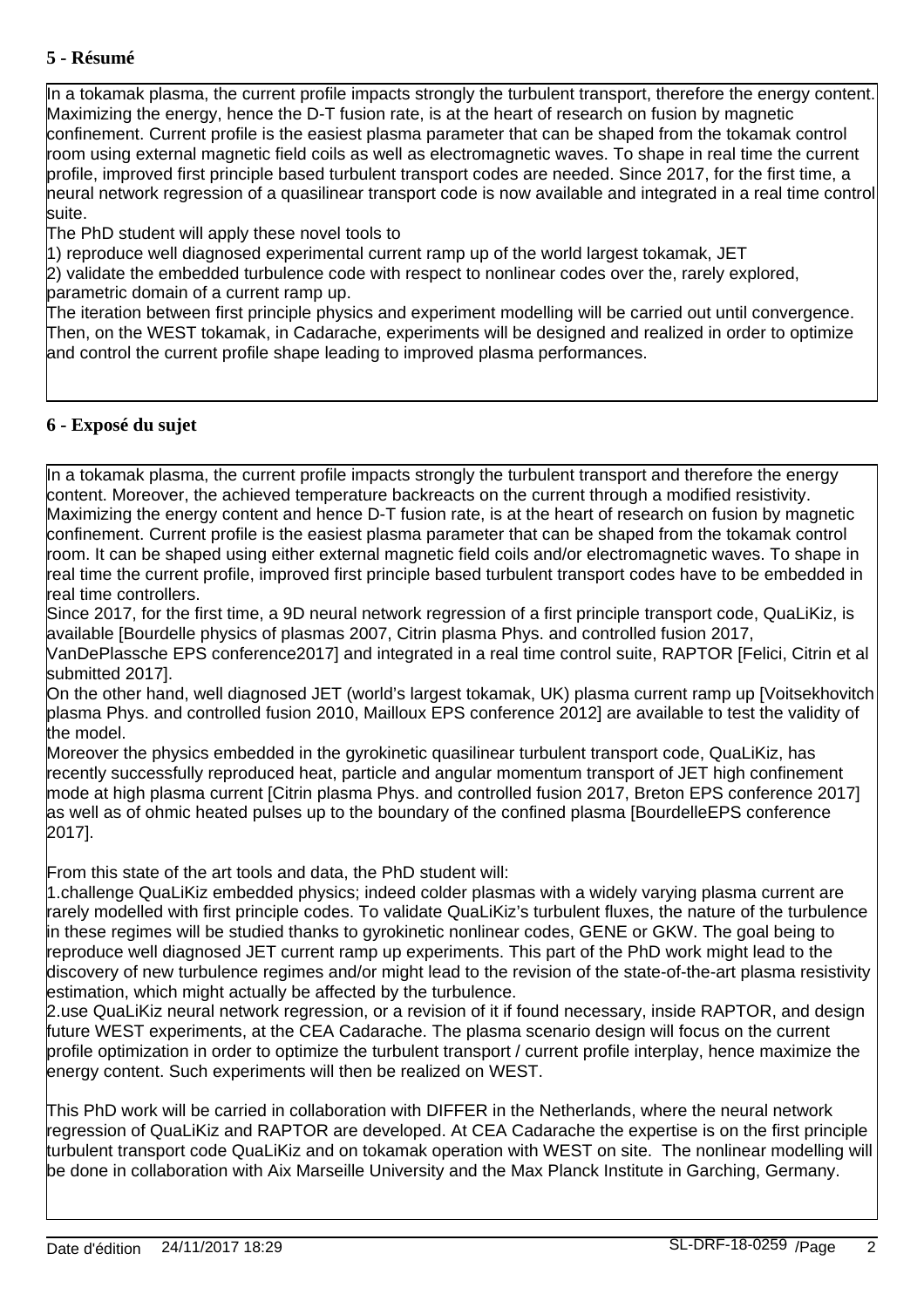## 5 - Résumé

In a tokamak plasma, the current profile impacts strongly the turbulent transport, therefore the energy content. Maximizing the energy, hence the D-T fusion rate, is at the heart of research on fusion by magnetic confinement. Current profile is the easiest plasma parameter that can be shaped from the tokamak control room using external magnetic field coils as well as electromagnetic waves. To shape in real time the current profile, improved first principle based turbulent transport codes are needed. Since 2017, for the first time, a neural network regression of a quasilinear transport code is now available and integrated in a real time control suite.

The PhD student will apply these novel tools to

1) reproduce well diagnosed experimental current ramp up of the world largest tokamak, JET

2) validate the embedded turbulence code with respect to nonlinear codes over the, rarely explored, parametric domain of a current ramp up.

The iteration between first principle physics and experiment modelling will be carried out until convergence. Then, on the WEST tokamak, in Cadarache, experiments will be designed and realized in order to optimize and control the current profile shape leading to improved plasma performances.

## 6 - Exposé du sujet

In a tokamak plasma, the current profile impacts strongly the turbulent transport and therefore the energy content. Moreover, the achieved temperature backreacts on the current through a modified resistivity. Maximizing the energy content and hence D-T fusion rate, is at the heart of research on fusion by magnetic confinement. Current profile is the easiest plasma parameter that can be shaped from the tokamak control room. It can be shaped using either external magnetic field coils and/or electromagnetic waves. To shape in real time the current profile, improved first principle based turbulent transport codes have to be embedded in real time controllers.

Since 2017, for the first time, a 9D neural network regression of a first principle transport code, QuaLiKiz, is available [Bourdelle physics of plasmas 2007, Citrin plasma Phys. and controlled fusion 2017, VanDePlassche EPS conference2017] and integrated in a real time control suite, RAPTOR [Felici, Citrin et al submitted 2017].

On the other hand, well diagnosed JET (world's largest tokamak, UK) plasma current ramp up [Voitsekhovitch plasma Phys. and controlled fusion 2010, Mailloux EPS conference 2012] are available to test the validity of the model.

Moreover the physics embedded in the gyrokinetic quasilinear turbulent transport code, QuaLiKiz, has recently successfully reproduced heat, particle and angular momentum transport of JET high confinement mode at high plasma current [Citrin plasma Phys. and controlled fusion 2017, Breton EPS conference 2017] as well as of ohmic heated pulses up to the boundary of the confined plasma [BourdelleEPS conference 2017].

From this state of the art tools and data, the PhD student will:

1. challenge QuaLiKiz embedded physics; indeed colder plasmas with a widely varying plasma current are rarely modelled with first principle codes. To validate QuaLiKiz's turbulent fluxes, the nature of the turbulence in these regimes will be studied thanks to gyrokinetic nonlinear codes, GENE or GKW. The goal being to reproduce well diagnosed JET current ramp up experiments. This part of the PhD work might lead to the discovery of new turbulence regimes and/or might lead to the revision of the state-of-the-art plasma resistivity estimation, which might actually be affected by the turbulence.
2. use QuaLiKiz neural network regression, or a revision of it if found necessary, inside RAPTOR, and design future WEST experiments, at the CEA Cadarache. The plasma scenario design will focus on the current profile optimization in order to optimize the turbulent transport / current profile interplay, hence maximize the energy content. Such experiments will then be realized on WEST.

This PhD work will be carried in collaboration with DIFFER in the Netherlands, where the neural network regression of QuaLiKiz and RAPTOR are developed. At CEA Cadarache the expertise is on the first principle turbulent transport code QuaLiKiz and on tokamak operation with WEST on site. The nonlinear modelling will be done in collaboration with Aix Marseille University and the Max Planck Institute in Garching, Germany.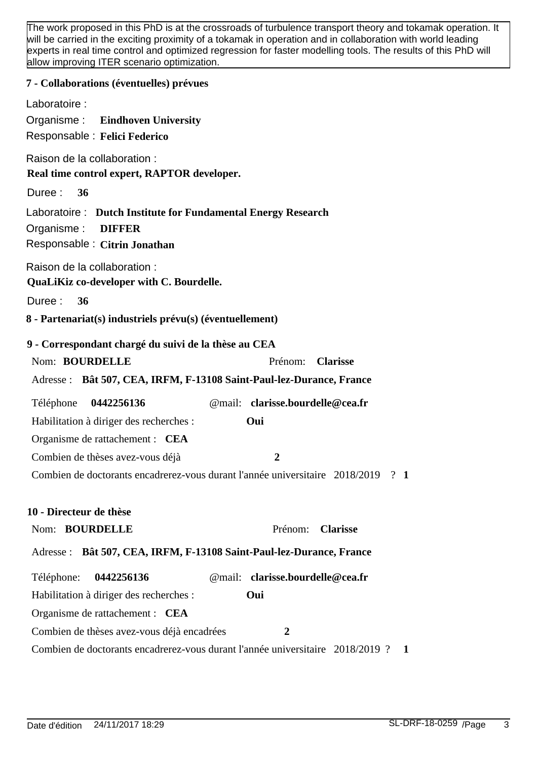The work proposed in this PhD is at the crossroads of turbulence transport theory and tokamak operation. It will be carried in the exciting proximity of a tokamak in operation and in collaboration with world leading experts in real time control and optimized regression for faster modelling tools. The results of this PhD will allow improving ITER scenario optimization.

**7 - Collaborations (éventuelles) prévues**

Laboratoire :

Organisme : **Eindhoven University**

Responsable : **Felici Federico**

Raison de la collaboration :

**Real time control expert, RAPTOR developer.**

Duree : **36**

Laboratoire : **Dutch Institute for Fundamental Energy Research**

Organisme : **DIFFER**

Responsable : **Citrin Jonathan**

Raison de la collaboration :

**QuaLiKiz co-developer with C. Bourdelle.**

Duree : **36**

**8 - Partenariat(s) industriels prévu(s) (éventuellement)**

**9 - Correspondant chargé du suivi de la thèse au CEA**

Nom: **BOURDELLE** Prénom: **Clarisse**

Adresse : **Bât 507, CEA, IRFM, F-13108 Saint-Paul-lez-Durance, France**

Téléphone **0442256136** @mail: **clarisse.bourdelle@cea.fr**

Habilitation à diriger des recherches : **Oui**

Organisme de rattachement : **CEA**

Combien de thèses avez-vous déjà **2**

Combien de doctorants encadrerez-vous durant l'année universitaire 2018/2019 ? **1**

**10 - Directeur de thèse**

Nom: **BOURDELLE** Prénom: **Clarisse**

Adresse : **Bât 507, CEA, IRFM, F-13108 Saint-Paul-lez-Durance, France**

Téléphone: **0442256136** @mail: **clarisse.bourdelle@cea.fr**

Habilitation à diriger des recherches : **Oui**

Organisme de rattachement : **CEA**

Combien de thèses avez-vous déjà encadrées **2**

Combien de doctorants encadrerez-vous durant l'année universitaire 2018/2019 ? **1**